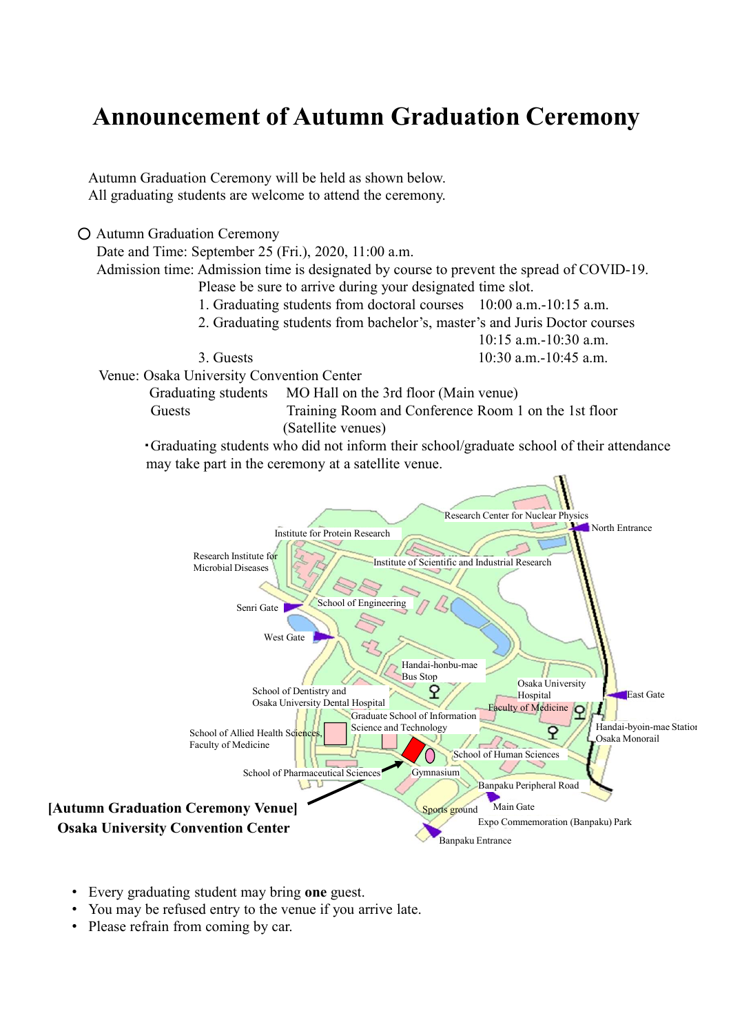# Announcement of Autumn Graduation Ceremony

Autumn Graduation Ceremony will be held as shown below.
All graduating students are welcome to attend the ceremony.

○ Autumn Graduation Ceremony

Date and Time: September 25 (Fri.), 2020, 11:00 a.m.

Admission time: Admission time is designated by course to prevent the spread of COVID-19.
Please be sure to arrive during your designated time slot.

1. Graduating students from doctoral courses 10:00 a.m.-10:15 a.m.
2. Graduating students from bachelor's, master's and Juris Doctor courses 10:15 a.m.-10:30 a.m.
3. Guests 10:30 a.m.-10:45 a.m.

Venue: Osaka University Convention Center

- Graduating students: MO Hall on the 3rd floor (Main venue)
- Guests: Training Room and Conference Room 1 on the 1st floor (Satellite venues)

・Graduating students who did not inform their school/graduate school of their attendance may take part in the ceremony at a satellite venue.

Research Center for Nuclear Physics
North Entrance
Institute for Protein Research
Research Institute for Microbial Diseases
Institute of Scientific and Industrial Research
Senri Gate
School of Engineering
West Gate
Handai-honbu-mae Bus Stop
School of Dentistry and Osaka University Dental Hospital
Osaka University Hospital
East Gate
Faculty of Medicine
Graduate School of Information Science and Technology
Handai-byoin-mae Station Osaka Monorail
School of Allied Health Sciences, Faculty of Medicine
School of Human Sciences
School of Pharmaceutical Sciences
Gymnasium
Banpaku Peripheral Road
Sports ground
Main Gate
Expo Commemoration (Banpaku) Park
Banpaku Entrance

**[Autumn Graduation Ceremony Venue]**
**Osaka University Convention Center**

- Every graduating student may bring **one** guest.
- You may be refused entry to the venue if you arrive late.
- Please refrain from coming by car.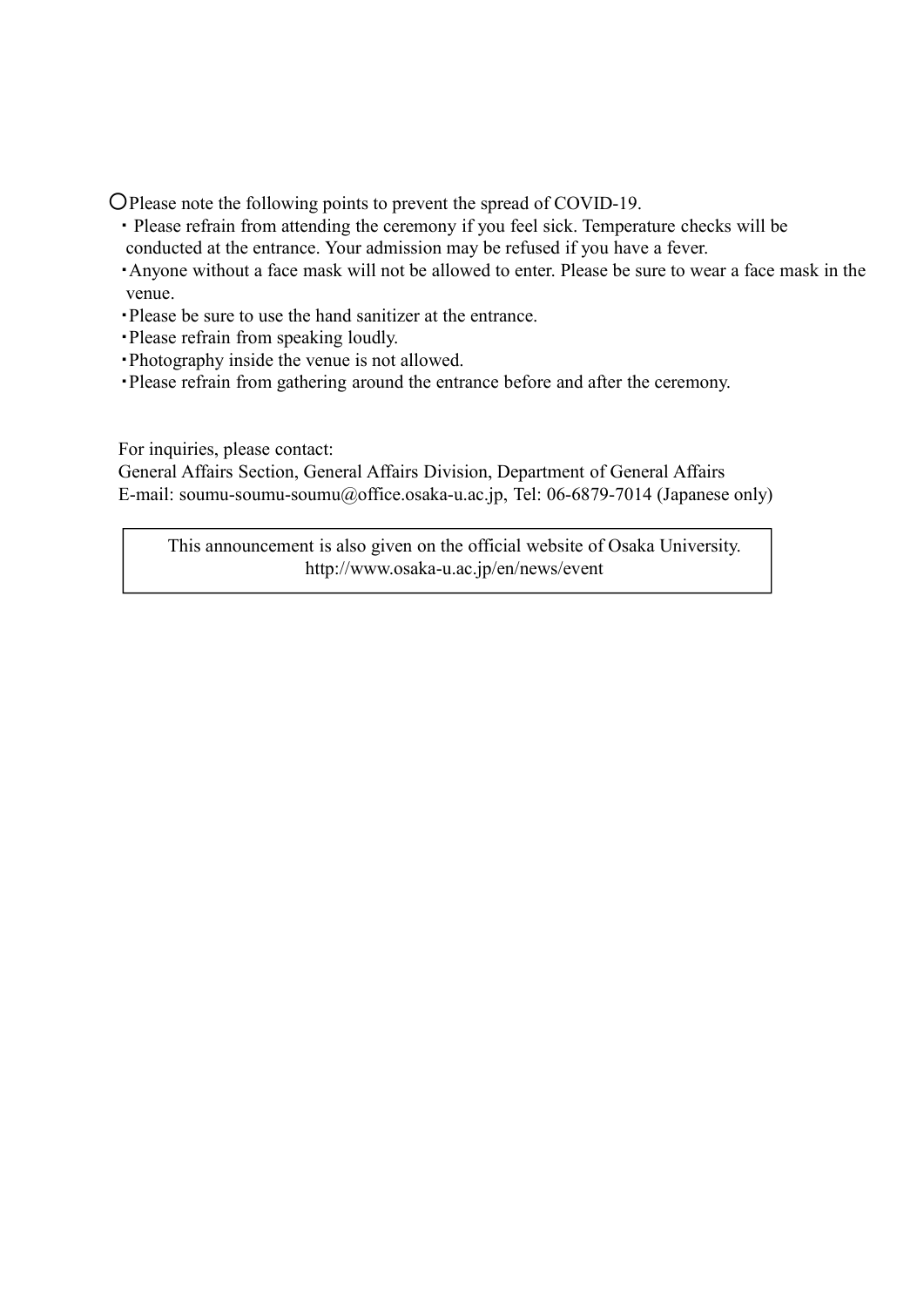○Please note the following points to prevent the spread of COVID-19.

- Please refrain from attending the ceremony if you feel sick. Temperature checks will be conducted at the entrance. Your admission may be refused if you have a fever.
- Anyone without a face mask will not be allowed to enter. Please be sure to wear a face mask in the venue.
- Please be sure to use the hand sanitizer at the entrance.
- Please refrain from speaking loudly.
- Photography inside the venue is not allowed.
- Please refrain from gathering around the entrance before and after the ceremony.

For inquiries, please contact:
General Affairs Section, General Affairs Division, Department of General Affairs
E-mail: soumu-soumu-soumu@office.osaka-u.ac.jp, Tel: 06-6879-7014 (Japanese only)

This announcement is also given on the official website of Osaka University.
http://www.osaka-u.ac.jp/en/news/event